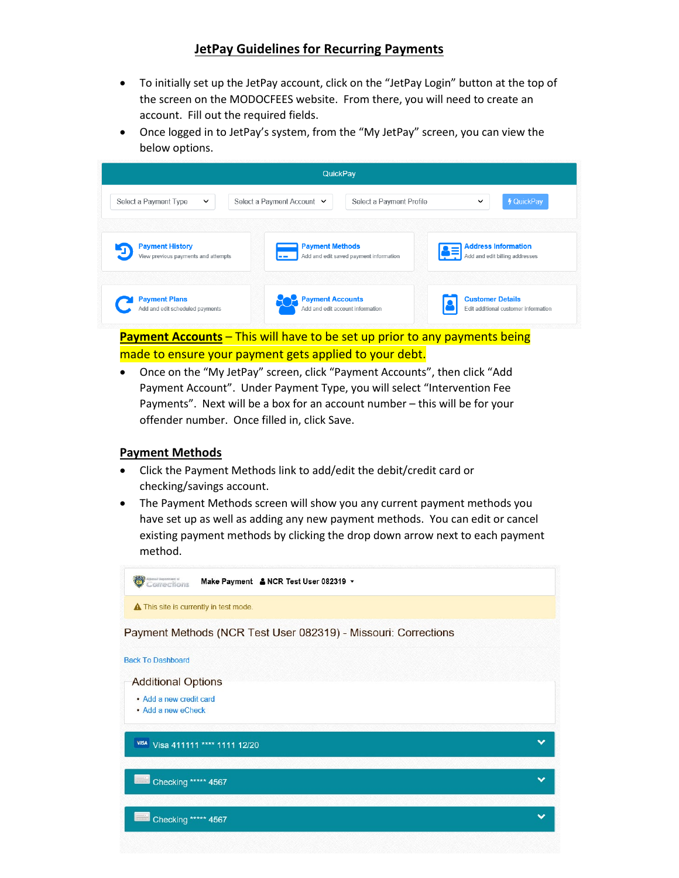# JetPay Guidelines for Recurring Payments

- To initially set up the JetPay account, click on the "JetPay Login" button at the top of the screen on the MODOCFEES website. From there, you will need to create an account. Fill out the required fields.
- Once logged in to JetPay's system, from the "My JetPay" screen, you can view the below options.

QuickPay

Select a Payment Type | Select a Payment Account | Select a Payment Profile | QuickPay

**Payment History** – View previous payments and attempts

**Payment Methods** – Add and edit saved payment information

**Address Information** – Add and edit billing addresses

**Payment Plans** – Add and edit scheduled payments

**Payment Accounts** – Add and edit account information

**Customer Details** – Edit additional customer information

**Payment Accounts** – This will have to be set up prior to any payments being made to ensure your payment gets applied to your debt.

- Once on the "My JetPay" screen, click "Payment Accounts", then click "Add Payment Account". Under Payment Type, you will select "Intervention Fee Payments". Next will be a box for an account number – this will be for your offender number. Once filled in, click Save.

## Payment Methods

- Click the Payment Methods link to add/edit the debit/credit card or checking/savings account.
- The Payment Methods screen will show you any current payment methods you have set up as well as adding any new payment methods. You can edit or cancel existing payment methods by clicking the drop down arrow next to each payment method.

Make Payment   NCR Test User 082319

This site is currently in test mode.

Payment Methods (NCR Test User 082319) - Missouri: Corrections

Back To Dashboard

Additional Options

- Add a new credit card
- Add a new eCheck

Visa 411111 **** 1111 12/20

Checking ***** 4567

Checking ***** 4567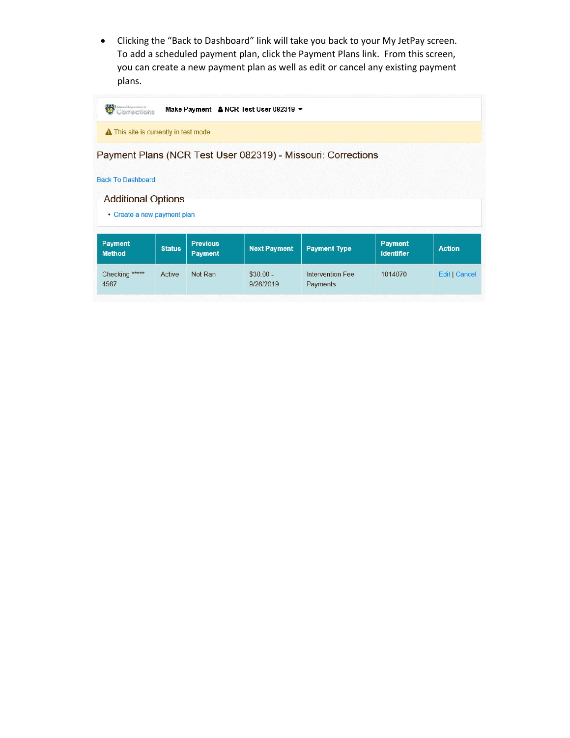- Clicking the "Back to Dashboard" link will take you back to your My JetPay screen. To add a scheduled payment plan, click the Payment Plans link. From this screen, you can create a new payment plan as well as edit or cancel any existing payment plans.

Corrections **Make Payment** **NCR Test User 082319**

This site is currently in test mode.

## Payment Plans (NCR Test User 082319) - Missouri: Corrections

Back To Dashboard

### Additional Options

- Create a new payment plan

| Payment Method | Status | Previous Payment | Next Payment | Payment Type | Payment Identifier | Action |
|---|---|---|---|---|---|---|
| Checking ***** 4567 | Active | Not Ran | $30.00 - 9/26/2019 | Intervention Fee Payments | 1014070 | Edit \| Cancel |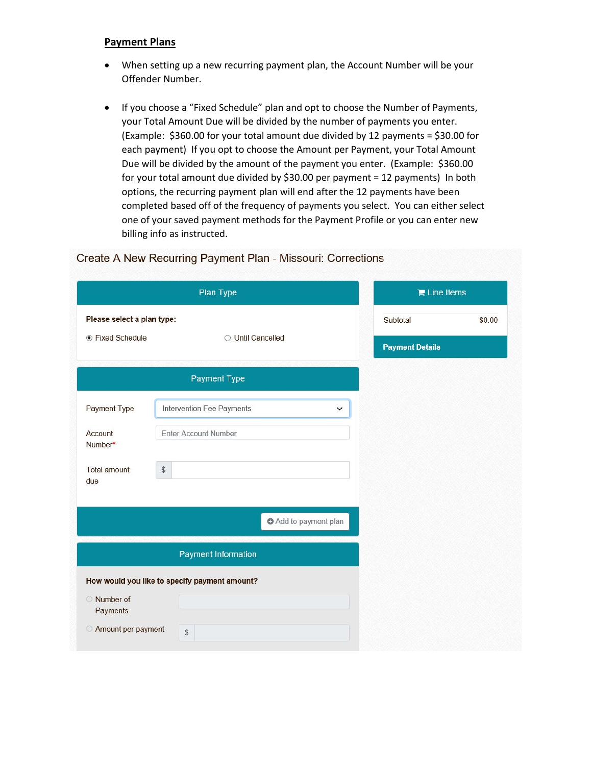## Payment Plans

- When setting up a new recurring payment plan, the Account Number will be your Offender Number.
- If you choose a "Fixed Schedule" plan and opt to choose the Number of Payments, your Total Amount Due will be divided by the number of payments you enter. (Example: $360.00 for your total amount due divided by 12 payments = $30.00 for each payment) If you opt to choose the Amount per Payment, your Total Amount Due will be divided by the amount of the payment you enter. (Example: $360.00 for your total amount due divided by $30.00 per payment = 12 payments) In both options, the recurring payment plan will end after the 12 payments have been completed based off of the frequency of payments you select. You can either select one of your saved payment methods for the Payment Profile or you can enter new billing info as instructed.

Create A New Recurring Payment Plan - Missouri: Corrections

**Plan Type**

**Please select a plan type:**

- (•) Fixed Schedule
- ( ) Until Cancelled

**Payment Type**

Payment Type: Intervention Fee Payments

Account Number*: Enter Account Number

Total amount due: $

Add to payment plan

**Payment Information**

**How would you like to specify payment amount?**

- ( ) Number of Payments
- ( ) Amount per payment $

**Line Items**

| Subtotal | $0.00 |
|---|---|

**Payment Details**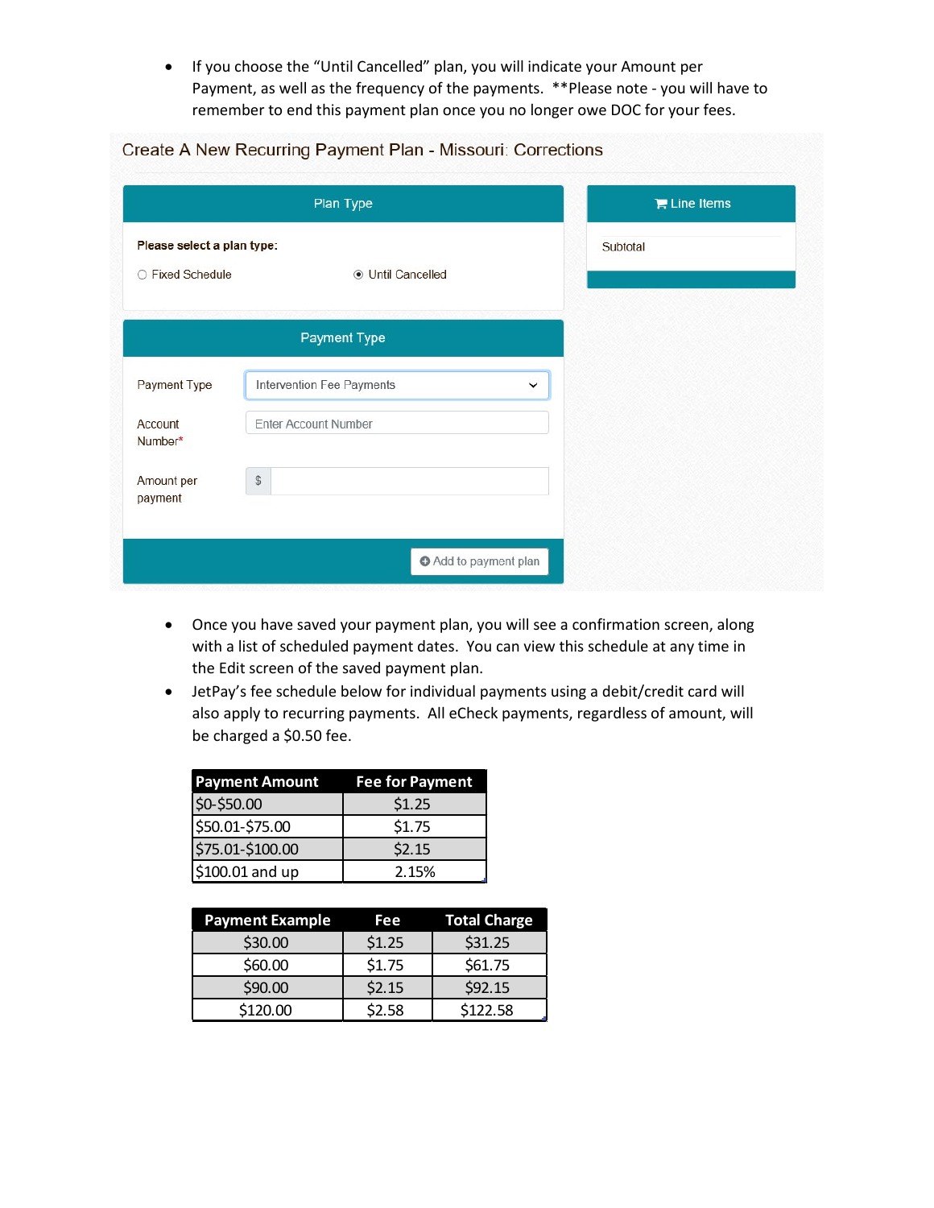- If you choose the "Until Cancelled" plan, you will indicate your Amount per Payment, as well as the frequency of the payments. **Please note - you will have to remember to end this payment plan once you no longer owe DOC for your fees.

Create A New Recurring Payment Plan - Missouri: Corrections

Plan Type

Please select a plan type:

○ Fixed Schedule ◉ Until Cancelled

Payment Type

Payment Type: Intervention Fee Payments

Account Number*: Enter Account Number

Amount per payment: $

Add to payment plan

Line Items

Subtotal

- Once you have saved your payment plan, you will see a confirmation screen, along with a list of scheduled payment dates. You can view this schedule at any time in the Edit screen of the saved payment plan.
- JetPay's fee schedule below for individual payments using a debit/credit card will also apply to recurring payments. All eCheck payments, regardless of amount, will be charged a $0.50 fee.

| Payment Amount | Fee for Payment |
|---|---|
| $0-$50.00 | $1.25 |
| $50.01-$75.00 | $1.75 |
| $75.01-$100.00 | $2.15 |
| $100.01 and up | 2.15% |

| Payment Example | Fee | Total Charge |
|---|---|---|
| $30.00 | $1.25 | $31.25 |
| $60.00 | $1.75 | $61.75 |
| $90.00 | $2.15 | $92.15 |
| $120.00 | $2.58 | $122.58 |